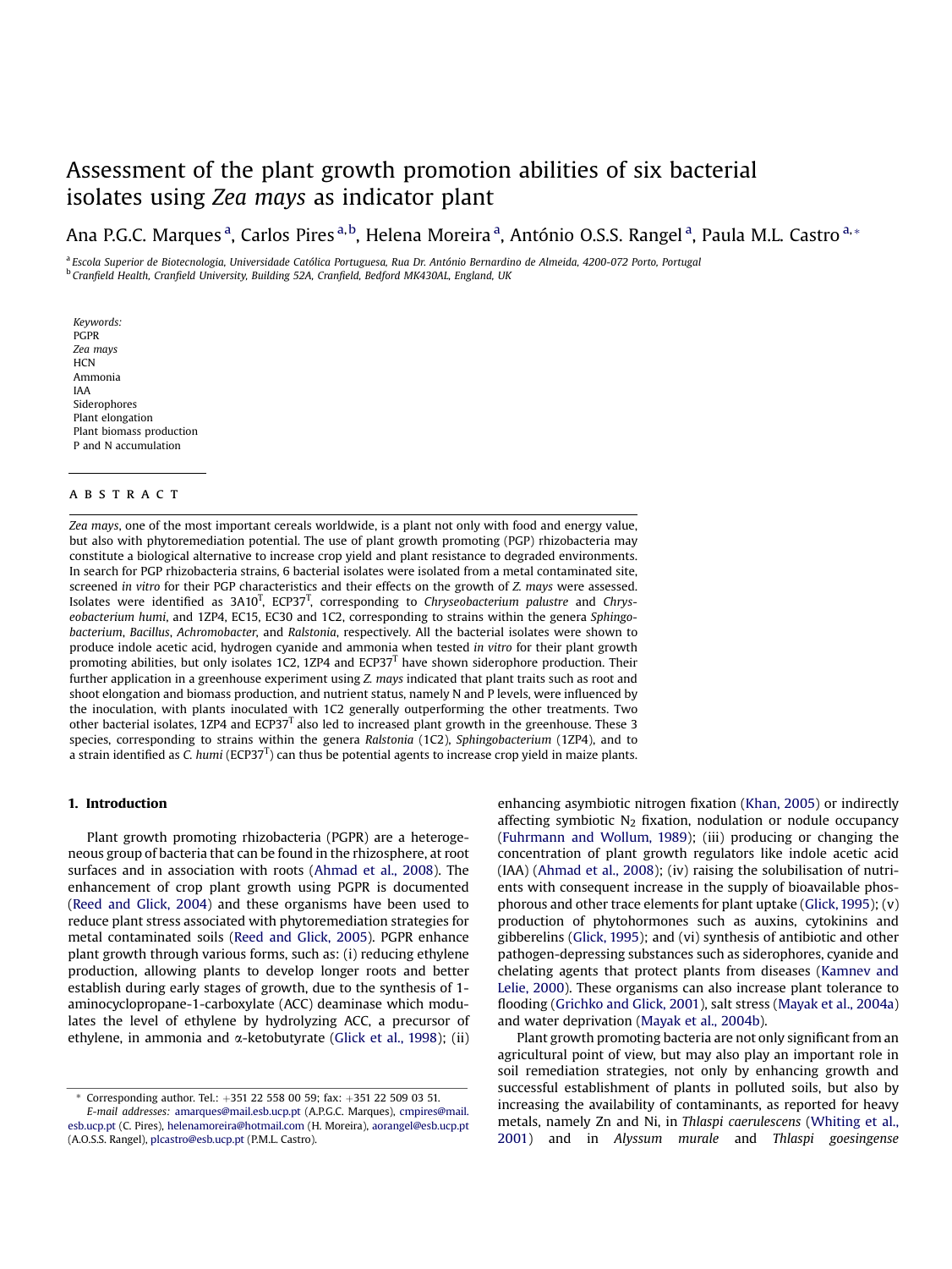# Assessment of the plant growth promotion abilities of six bacterial isolates using *Zea mays* as indicator plant

Ana P.G.C. Marques [a], Carlos Pires [a,b], Helena Moreira [a], António O.S.S. Rangel [a], Paula M.L. Castro [a,*]

[a] *Escola Superior de Biotecnologia, Universidade Católica Portuguesa, Rua Dr. António Bernardino de Almeida, 4200-072 Porto, Portugal*
[b] *Cranfield Health, Cranfield University, Building 52A, Cranfield, Bedford MK430AL, England, UK*

*Keywords:*
PGPR
*Zea mays*
HCN
Ammonia
IAA
Siderophores
Plant elongation
Plant biomass production
P and N accumulation

## ABSTRACT

*Zea mays*, one of the most important cereals worldwide, is a plant not only with food and energy value, but also with phytoremediation potential. The use of plant growth promoting (PGP) rhizobacteria may constitute a biological alternative to increase crop yield and plant resistance to degraded environments. In search for PGP rhizobacteria strains, 6 bacterial isolates were isolated from a metal contaminated site, screened *in vitro* for their PGP characteristics and their effects on the growth of *Z. mays* were assessed. Isolates were identified as $3A10^T$, $ECP37^T$, corresponding to *Chryseobacterium palustre* and *Chryseobacterium humi*, and 1ZP4, EC15, EC30 and 1C2, corresponding to strains within the genera *Sphingobacterium*, *Bacillus*, *Achromobacter*, and *Ralstonia*, respectively. All the bacterial isolates were shown to produce indole acetic acid, hydrogen cyanide and ammonia when tested *in vitro* for their plant growth promoting abilities, but only isolates 1C2, 1ZP4 and $ECP37^T$ have shown siderophore production. Their further application in a greenhouse experiment using *Z. mays* indicated that plant traits such as root and shoot elongation and biomass production, and nutrient status, namely N and P levels, were influenced by the inoculation, with plants inoculated with 1C2 generally outperforming the other treatments. Two other bacterial isolates, 1ZP4 and $ECP37^T$ also led to increased plant growth in the greenhouse. These 3 species, corresponding to strains within the genera *Ralstonia* (1C2), *Sphingobacterium* (1ZP4), and to a strain identified as *C. humi* ($ECP37^T$) can thus be potential agents to increase crop yield in maize plants.

## 1. Introduction

Plant growth promoting rhizobacteria (PGPR) are a heterogeneous group of bacteria that can be found in the rhizosphere, at root surfaces and in association with roots (Ahmad et al., 2008). The enhancement of crop plant growth using PGPR is documented (Reed and Glick, 2004) and these organisms have been used to reduce plant stress associated with phytoremediation strategies for metal contaminated soils (Reed and Glick, 2005). PGPR enhance plant growth through various forms, such as: (i) reducing ethylene production, allowing plants to develop longer roots and better establish during early stages of growth, due to the synthesis of 1-aminocyclopropane-1-carboxylate (ACC) deaminase which modulates the level of ethylene by hydrolyzing ACC, a precursor of ethylene, in ammonia and α-ketobutyrate (Glick et al., 1998); (ii) enhancing asymbiotic nitrogen fixation (Khan, 2005) or indirectly affecting symbiotic $N_2$ fixation, nodulation or nodule occupancy (Fuhrmann and Wollum, 1989); (iii) producing or changing the concentration of plant growth regulators like indole acetic acid (IAA) (Ahmad et al., 2008); (iv) raising the solubilisation of nutrients with consequent increase in the supply of bioavailable phosphorous and other trace elements for plant uptake (Glick, 1995); (v) production of phytohormones such as auxins, cytokinins and gibberelins (Glick, 1995); and (vi) synthesis of antibiotic and other pathogen-depressing substances such as siderophores, cyanide and chelating agents that protect plants from diseases (Kamnev and Lelie, 2000). These organisms can also increase plant tolerance to flooding (Grichko and Glick, 2001), salt stress (Mayak et al., 2004a) and water deprivation (Mayak et al., 2004b).

Plant growth promoting bacteria are not only significant from an agricultural point of view, but may also play an important role in soil remediation strategies, not only by enhancing growth and successful establishment of plants in polluted soils, but also by increasing the availability of contaminants, as reported for heavy metals, namely Zn and Ni, in *Thlaspi caerulescens* (Whiting et al., 2001) and in *Alyssum murale* and *Thlaspi goesingense*

\* Corresponding author. Tel.: +351 22 558 00 59; fax: +351 22 509 03 51.
*E-mail addresses:* amarques@mail.esb.ucp.pt (A.P.G.C. Marques), cmpires@mail.esb.ucp.pt (C. Pires), helenamoreira@hotmail.com (H. Moreira), aorangel@esb.ucp.pt (A.O.S.S. Rangel), plcastro@esb.ucp.pt (P.M.L. Castro).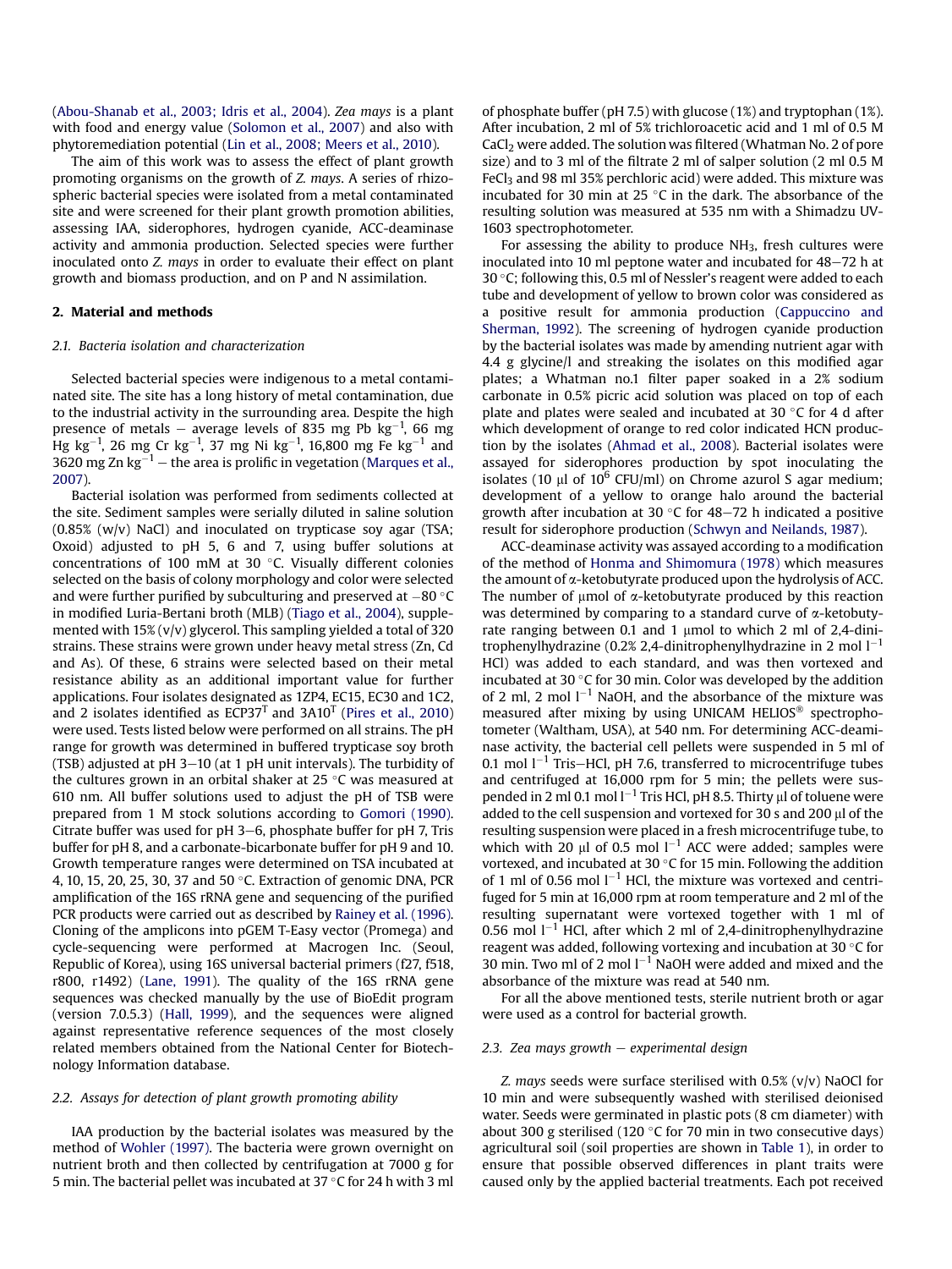(Abou-Shanab et al., 2003; Idris et al., 2004). *Zea mays* is a plant with food and energy value (Solomon et al., 2007) and also with phytoremediation potential (Lin et al., 2008; Meers et al., 2010).

The aim of this work was to assess the effect of plant growth promoting organisms on the growth of *Z. mays*. A series of rhizospheric bacterial species were isolated from a metal contaminated site and were screened for their plant growth promotion abilities, assessing IAA, siderophores, hydrogen cyanide, ACC-deaminase activity and ammonia production. Selected species were further inoculated onto *Z. mays* in order to evaluate their effect on plant growth and biomass production, and on P and N assimilation.

## 2. Material and methods

### 2.1. Bacteria isolation and characterization

Selected bacterial species were indigenous to a metal contaminated site. The site has a long history of metal contamination, due to the industrial activity in the surrounding area. Despite the high presence of metals – average levels of 835 mg Pb $kg^{-1}$, 66 mg Hg $kg^{-1}$, 26 mg Cr $kg^{-1}$, 37 mg Ni $kg^{-1}$, 16,800 mg Fe $kg^{-1}$ and 3620 mg Zn $kg^{-1}$ – the area is prolific in vegetation (Marques et al., 2007).

Bacterial isolation was performed from sediments collected at the site. Sediment samples were serially diluted in saline solution (0.85% (w/v) NaCl) and inoculated on trypticase soy agar (TSA; Oxoid) adjusted to pH 5, 6 and 7, using buffer solutions at concentrations of 100 mM at 30 °C. Visually different colonies selected on the basis of colony morphology and color were selected and were further purified by subculturing and preserved at −80 °C in modified Luria-Bertani broth (MLB) (Tiago et al., 2004), supplemented with 15% (v/v) glycerol. This sampling yielded a total of 320 strains. These strains were grown under heavy metal stress (Zn, Cd and As). Of these, 6 strains were selected based on their metal resistance ability as an additional important value for further applications. Four isolates designated as 1ZP4, EC15, EC30 and 1C2, and 2 isolates identified as ECP37[T] and 3A10[T] (Pires et al., 2010) were used. Tests listed below were performed on all strains. The pH range for growth was determined in buffered trypticase soy broth (TSB) adjusted at pH 3–10 (at 1 pH unit intervals). The turbidity of the cultures grown in an orbital shaker at 25 °C was measured at 610 nm. All buffer solutions used to adjust the pH of TSB were prepared from 1 M stock solutions according to Gomori (1990). Citrate buffer was used for pH 3–6, phosphate buffer for pH 7, Tris buffer for pH 8, and a carbonate-bicarbonate buffer for pH 9 and 10. Growth temperature ranges were determined on TSA incubated at 4, 10, 15, 20, 25, 30, 37 and 50 °C. Extraction of genomic DNA, PCR amplification of the 16S rRNA gene and sequencing of the purified PCR products were carried out as described by Rainey et al. (1996). Cloning of the amplicons into pGEM T-Easy vector (Promega) and cycle-sequencing were performed at Macrogen Inc. (Seoul, Republic of Korea), using 16S universal bacterial primers (f27, f518, r800, r1492) (Lane, 1991). The quality of the 16S rRNA gene sequences was checked manually by the use of BioEdit program (version 7.0.5.3) (Hall, 1999), and the sequences were aligned against representative reference sequences of the most closely related members obtained from the National Center for Biotechnology Information database.

### 2.2. Assays for detection of plant growth promoting ability

IAA production by the bacterial isolates was measured by the method of Wohler (1997). The bacteria were grown overnight on nutrient broth and then collected by centrifugation at 7000 g for 5 min. The bacterial pellet was incubated at 37 °C for 24 h with 3 ml of phosphate buffer (pH 7.5) with glucose (1%) and tryptophan (1%). After incubation, 2 ml of 5% trichloroacetic acid and 1 ml of 0.5 M $CaCl_2$ were added. The solution was filtered (Whatman No. 2 of pore size) and to 3 ml of the filtrate 2 ml of salper solution (2 ml 0.5 M $FeCl_3$ and 98 ml 35% perchloric acid) were added. This mixture was incubated for 30 min at 25 °C in the dark. The absorbance of the resulting solution was measured at 535 nm with a Shimadzu UV-1603 spectrophotometer.

For assessing the ability to produce $NH_3$, fresh cultures were inoculated into 10 ml peptone water and incubated for 48–72 h at 30 °C; following this, 0.5 ml of Nessler's reagent were added to each tube and development of yellow to brown color was considered as a positive result for ammonia production (Cappuccino and Sherman, 1992). The screening of hydrogen cyanide production by the bacterial isolates was made by amending nutrient agar with 4.4 g glycine/l and streaking the isolates on this modified agar plates; a Whatman no.1 filter paper soaked in a 2% sodium carbonate in 0.5% picric acid solution was placed on top of each plate and plates were sealed and incubated at 30 °C for 4 d after which development of orange to red color indicated HCN production by the isolates (Ahmad et al., 2008). Bacterial isolates were assayed for siderophores production by spot inoculating the isolates (10 μl of $10^6$ CFU/ml) on Chrome azurol S agar medium; development of a yellow to orange halo around the bacterial growth after incubation at 30 °C for 48–72 h indicated a positive result for siderophore production (Schwyn and Neilands, 1987).

ACC-deaminase activity was assayed according to a modification of the method of Honma and Shimomura (1978) which measures the amount of α-ketobutyrate produced upon the hydrolysis of ACC. The number of μmol of α-ketobutyrate produced by this reaction was determined by comparing to a standard curve of α-ketobutyrate ranging between 0.1 and 1 μmol to which 2 ml of 2,4-dinitrophenylhydrazine (0.2% 2,4-dinitrophenylhydrazine in 2 mol $l^{-1}$ HCl) was added to each standard, and was then vortexed and incubated at 30 °C for 30 min. Color was developed by the addition of 2 ml, 2 mol $l^{-1}$ NaOH, and the absorbance of the mixture was measured after mixing by using UNICAM HELIOS® spectrophotometer (Waltham, USA), at 540 nm. For determining ACC-deaminase activity, the bacterial cell pellets were suspended in 5 ml of 0.1 mol $l^{-1}$ Tris–HCl, pH 7.6, transferred to microcentrifuge tubes and centrifuged at 16,000 rpm for 5 min; the pellets were suspended in 2 ml 0.1 mol $l^{-1}$ Tris HCl, pH 8.5. Thirty μl of toluene were added to the cell suspension and vortexed for 30 s and 200 μl of the resulting suspension were placed in a fresh microcentrifuge tube, to which with 20 μl of 0.5 mol $l^{-1}$ ACC were added; samples were vortexed, and incubated at 30 °C for 15 min. Following the addition of 1 ml of 0.56 mol $l^{-1}$ HCl, the mixture was vortexed and centrifuged for 5 min at 16,000 rpm at room temperature and 2 ml of the resulting supernatant were vortexed together with 1 ml of 0.56 mol $l^{-1}$ HCl, after which 2 ml of 2,4-dinitrophenylhydrazine reagent was added, following vortexing and incubation at 30 °C for 30 min. Two ml of 2 mol $l^{-1}$ NaOH were added and mixed and the absorbance of the mixture was read at 540 nm.

For all the above mentioned tests, sterile nutrient broth or agar were used as a control for bacterial growth.

### 2.3. *Zea mays* growth – experimental design

*Z. mays* seeds were surface sterilised with 0.5% (v/v) NaOCl for 10 min and were subsequently washed with sterilised deionised water. Seeds were germinated in plastic pots (8 cm diameter) with about 300 g sterilised (120 °C for 70 min in two consecutive days) agricultural soil (soil properties are shown in Table 1), in order to ensure that possible observed differences in plant traits were caused only by the applied bacterial treatments. Each pot received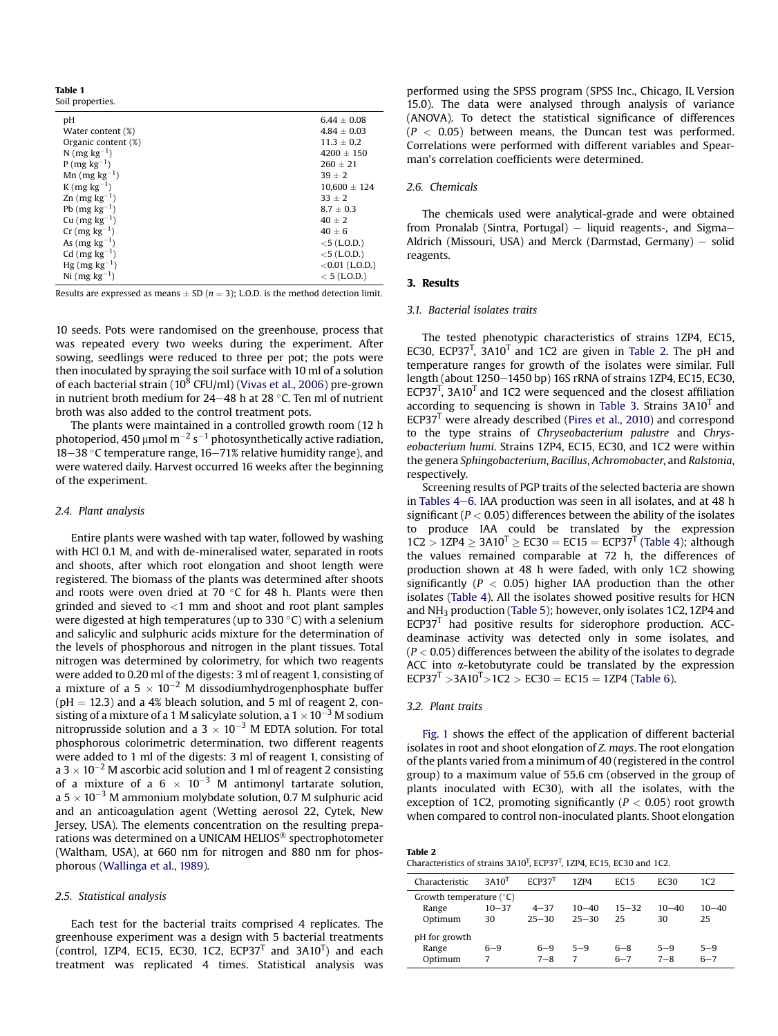**Table 1**
Soil properties.

| | |
|---|---|
| pH | 6.44 ± 0.08 |
| Water content (%) | 4.84 ± 0.03 |
| Organic content (%) | 11.3 ± 0.2 |
| N (mg kg$^{-1}$) | 4200 ± 150 |
| P (mg kg$^{-1}$) | 260 ± 21 |
| Mn (mg kg$^{-1}$) | 39 ± 2 |
| K (mg kg$^{-1}$) | 10,600 ± 124 |
| Zn (mg kg$^{-1}$) | 33 ± 2 |
| Pb (mg kg$^{-1}$) | 8.7 ± 0.3 |
| Cu (mg kg$^{-1}$) | 40 ± 2 |
| Cr (mg kg$^{-1}$) | 40 ± 6 |
| As (mg kg$^{-1}$) | <5 (L.O.D.) |
| Cd (mg kg$^{-1}$) | <5 (L.O.D.) |
| Hg (mg kg$^{-1}$) | <0.01 (L.O.D.) |
| Ni (mg kg$^{-1}$) | < 5 (L.O.D.) |

Results are expressed as means ± SD (n = 3); L.O.D. is the method detection limit.

10 seeds. Pots were randomised on the greenhouse, process that was repeated every two weeks during the experiment. After sowing, seedlings were reduced to three per pot; the pots were then inoculated by spraying the soil surface with 10 ml of a solution of each bacterial strain ($10^8$ CFU/ml) (Vivas et al., 2006) pre-grown in nutrient broth medium for 24–48 h at 28 °C. Ten ml of nutrient broth was also added to the control treatment pots.

The plants were maintained in a controlled growth room (12 h photoperiod, 450 μmol m$^{-2}$ s$^{-1}$ photosynthetically active radiation, 18–38 °C temperature range, 16–71% relative humidity range), and were watered daily. Harvest occurred 16 weeks after the beginning of the experiment.

### 2.4. Plant analysis

Entire plants were washed with tap water, followed by washing with HCl 0.1 M, and with de-mineralised water, separated in roots and shoots, after which root elongation and shoot length were registered. The biomass of the plants was determined after shoots and roots were oven dried at 70 °C for 48 h. Plants were then grinded and sieved to <1 mm and shoot and root plant samples were digested at high temperatures (up to 330 °C) with a selenium and salicylic and sulphuric acids mixture for the determination of the levels of phosphorous and nitrogen in the plant tissues. Total nitrogen was determined by colorimetry, for which two reagents were added to 0.20 ml of the digests: 3 ml of reagent 1, consisting of a mixture of a $5 \times 10^{-2}$ M dissodiumhydrogenphosphate buffer (pH = 12.3) and a 4% bleach solution, and 5 ml of reagent 2, consisting of a mixture of a 1 M salicylate solution, a $1 \times 10^{-3}$ M sodium nitroprusside solution and a $3 \times 10^{-3}$ M EDTA solution. For total phosphorous colorimetric determination, two different reagents were added to 1 ml of the digests: 3 ml of reagent 1, consisting of a $3 \times 10^{-2}$ M ascorbic acid solution and 1 ml of reagent 2 consisting of a mixture of a $6 \times 10^{-3}$ M antimonyl tartarate solution, a $5 \times 10^{-3}$ M ammonium molybdate solution, 0.7 M sulphuric acid and an anticoagulation agent (Wetting aerosol 22, Cytek, New Jersey, USA). The elements concentration on the resulting preparations was determined on a UNICAM HELIOS® spectrophotometer (Waltham, USA), at 660 nm for nitrogen and 880 nm for phosphorous (Wallinga et al., 1989).

### 2.5. Statistical analysis

Each test for the bacterial traits comprised 4 replicates. The greenhouse experiment was a design with 5 bacterial treatments (control, 1ZP4, EC15, EC30, 1C2, ECP37$^T$ and 3A10$^T$) and each treatment was replicated 4 times. Statistical analysis was performed using the SPSS program (SPSS Inc., Chicago, IL Version 15.0). The data were analysed through analysis of variance (ANOVA). To detect the statistical significance of differences ($P < 0.05$) between means, the Duncan test was performed. Correlations were performed with different variables and Spearman's correlation coefficients were determined.

### 2.6. Chemicals

The chemicals used were analytical-grade and were obtained from Pronalab (Sintra, Portugal) – liquid reagents-, and Sigma–Aldrich (Missouri, USA) and Merck (Darmstad, Germany) – solid reagents.

## 3. Results

### 3.1. Bacterial isolates traits

The tested phenotypic characteristics of strains 1ZP4, EC15, EC30, ECP37$^T$, 3A10$^T$ and 1C2 are given in Table 2. The pH and temperature ranges for growth of the isolates were similar. Full length (about 1250–1450 bp) 16S rRNA of strains 1ZP4, EC15, EC30, ECP37$^T$, 3A10$^T$ and 1C2 were sequenced and the closest affiliation according to sequencing is shown in Table 3. Strains 3A10$^T$ and ECP37$^T$ were already described (Pires et al., 2010) and correspond to the type strains of *Chryseobacterium palustre* and *Chryseobacterium humi*. Strains 1ZP4, EC15, EC30, and 1C2 were within the genera *Sphingobacterium*, *Bacillus*, *Achromobacter*, and *Ralstonia*, respectively.

Screening results of PGP traits of the selected bacteria are shown in Tables 4–6. IAA production was seen in all isolates, and at 48 h significant ($P < 0.05$) differences between the ability of the isolates to produce IAA could be translated by the expression $1C2 > 1ZP4 \geq 3A10^T \geq EC30 = EC15 = ECP37^T$ (Table 4); although the values remained comparable at 72 h, the differences of production shown at 48 h were faded, with only 1C2 showing significantly ($P < 0.05$) higher IAA production than the other isolates (Table 4). All the isolates showed positive results for HCN and $NH_3$ production (Table 5); however, only isolates 1C2, 1ZP4 and ECP37$^T$ had positive results for siderophore production. ACC-deaminase activity was detected only in some isolates, and ($P < 0.05$) differences between the ability of the isolates to degrade ACC into α-ketobutyrate could be translated by the expression $ECP37^T > 3A10^T > 1C2 > EC30 = EC15 = 1ZP4$ (Table 6).

### 3.2. Plant traits

Fig. 1 shows the effect of the application of different bacterial isolates in root and shoot elongation of *Z. mays*. The root elongation of the plants varied from a minimum of 40 (registered in the control group) to a maximum value of 55.6 cm (observed in the group of plants inoculated with EC30), with all the isolates, with the exception of 1C2, promoting significantly ($P < 0.05$) root growth when compared to control non-inoculated plants. Shoot elongation

**Table 2**
Characteristics of strains 3A10$^T$, ECP37$^T$, 1ZP4, EC15, EC30 and 1C2.

| Characteristic | 3A10$^T$ | ECP37$^T$ | 1ZP4 | EC15 | EC30 | 1C2 |
|---|---|---|---|---|---|---|
| Growth temperature (°C) | | | | | | |
| Range | 10–37 | 4–37 | 10–40 | 15–32 | 10–40 | 10–40 |
| Optimum | 30 | 25–30 | 25–30 | 25 | 30 | 25 |
| pH for growth | | | | | | |
| Range | 6–9 | 6–9 | 5–9 | 6–8 | 5–9 | 5–9 |
| Optimum | 7 | 7–8 | 7 | 6–7 | 7–8 | 6–7 |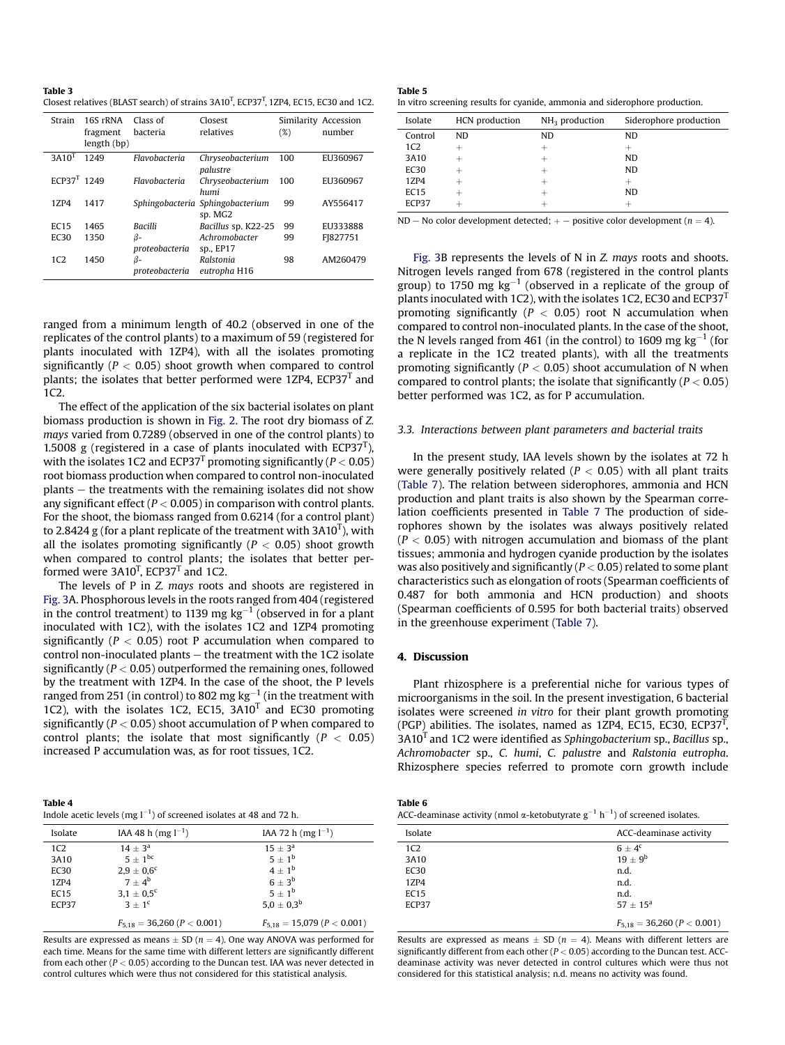**Table 3**
Closest relatives (BLAST search) of strains 3A10$^T$, ECP37$^T$, 1ZP4, EC15, EC30 and 1C2.

| Strain | 16S rRNA fragment length (bp) | Class of bacteria | Closest relatives | Similarity (%) | Accession number |
|---|---|---|---|---|---|
| 3A10$^T$ | 1249 | *Flavobacteria* | *Chryseobacterium palustre* | 100 | EU360967 |
| ECP37$^T$ | 1249 | *Flavobacteria* | *Chryseobacterium humi* | 100 | EU360967 |
| 1ZP4 | 1417 | *Sphingobacteria* | *Sphingobacterium* sp. MG2 | 99 | AY556417 |
| EC15 | 1465 | *Bacilli* | *Bacillus* sp. K22-25 | 99 | EU333888 |
| EC30 | 1350 | *β-proteobacteria* | *Achromobacter* sp., EP17 | 99 | FJ827751 |
| 1C2 | 1450 | *β-proteobacteria* | *Ralstonia eutropha* H16 | 98 | AM260479 |

ranged from a minimum length of 40.2 (observed in one of the replicates of the control plants) to a maximum of 59 (registered for plants inoculated with 1ZP4), with all the isolates promoting significantly ($P < 0.05$) shoot growth when compared to control plants; the isolates that better performed were 1ZP4, ECP37$^T$ and 1C2.

The effect of the application of the six bacterial isolates on plant biomass production is shown in Fig. 2. The root dry biomass of *Z. mays* varied from 0.7289 (observed in one of the control plants) to 1.5008 g (registered in a case of plants inoculated with ECP37$^T$), with the isolates 1C2 and ECP37$^T$ promoting significantly ($P < 0.05$) root biomass production when compared to control non-inoculated plants – the treatments with the remaining isolates did not show any significant effect ($P < 0.005$) in comparison with control plants. For the shoot, the biomass ranged from 0.6214 (for a control plant) to 2.8424 g (for a plant replicate of the treatment with 3A10$^T$), with all the isolates promoting significantly ($P < 0.05$) shoot growth when compared to control plants; the isolates that better performed were 3A10$^T$, ECP37$^T$ and 1C2.

The levels of P in *Z. mays* roots and shoots are registered in Fig. 3A. Phosphorous levels in the roots ranged from 404 (registered in the control treatment) to 1139 mg kg$^{-1}$ (observed in for a plant inoculated with 1C2), with the isolates 1C2 and 1ZP4 promoting significantly ($P < 0.05$) root P accumulation when compared to control non-inoculated plants – the treatment with the 1C2 isolate significantly ($P < 0.05$) outperformed the remaining ones, followed by the treatment with 1ZP4. In the case of the shoot, the P levels ranged from 251 (in control) to 802 mg kg$^{-1}$ (in the treatment with 1C2), with the isolates 1C2, EC15, 3A10$^T$ and EC30 promoting significantly ($P < 0.05$) shoot accumulation of P when compared to control plants; the isolate that most significantly ($P < 0.05$) increased P accumulation was, as for root tissues, 1C2.

**Table 4**
Indole acetic levels (mg l$^{-1}$) of screened isolates at 48 and 72 h.

| Isolate | IAA 48 h (mg l$^{-1}$) | IAA 72 h (mg l$^{-1}$) |
|---|---|---|
| 1C2 | $14 \pm 3^a$ | $15 \pm 3^a$ |
| 3A10 | $5 \pm 1^{bc}$ | $5 \pm 1^b$ |
| EC30 | $2{,}9 \pm 0{,}6^c$ | $4 \pm 1^b$ |
| 1ZP4 | $7 \pm 4^b$ | $6 \pm 3^b$ |
| EC15 | $3{,}1 \pm 0{,}5^c$ | $5 \pm 1^b$ |
| ECP37 | $3 \pm 1^c$ | $5{,}0 \pm 0{,}3^b$ |
| | $F_{5,18} = 36{,}260$ ($P < 0.001$) | $F_{5,18} = 15{,}079$ ($P < 0.001$) |

Results are expressed as means ± SD ($n = 4$). One way ANOVA was performed for each time. Means for the same time with different letters are significantly different from each other ($P < 0.05$) according to the Duncan test. IAA was never detected in control cultures which were thus not considered for this statistical analysis.

**Table 5**
In vitro screening results for cyanide, ammonia and siderophore production.

| Isolate | HCN production | $NH_3$ production | Siderophore production |
|---|---|---|---|
| Control | ND | ND | ND |
| 1C2 | + | + | + |
| 3A10 | + | + | ND |
| EC30 | + | + | ND |
| 1ZP4 | + | + | + |
| EC15 | + | + | ND |
| ECP37 | + | + | + |

ND – No color development detected; + – positive color development ($n = 4$).

Fig. 3B represents the levels of N in *Z. mays* roots and shoots. Nitrogen levels ranged from 678 (registered in the control plants group) to 1750 mg kg$^{-1}$ (observed in a replicate of the group of plants inoculated with 1C2), with the isolates 1C2, EC30 and ECP37$^T$ promoting significantly ($P < 0.05$) root N accumulation when compared to control non-inoculated plants. In the case of the shoot, the N levels ranged from 461 (in the control) to 1609 mg kg$^{-1}$ (for a replicate in the 1C2 treated plants), with all the treatments promoting significantly ($P < 0.05$) shoot accumulation of N when compared to control plants; the isolate that significantly ($P < 0.05$) better performed was 1C2, as for P accumulation.

### 3.3. Interactions between plant parameters and bacterial traits

In the present study, IAA levels shown by the isolates at 72 h were generally positively related ($P < 0.05$) with all plant traits (Table 7). The relation between siderophores, ammonia and HCN production and plant traits is also shown by the Spearman correlation coefficients presented in Table 7 The production of siderophores shown by the isolates was always positively related ($P < 0.05$) with nitrogen accumulation and biomass of the plant tissues; ammonia and hydrogen cyanide production by the isolates was also positively and significantly ($P < 0.05$) related to some plant characteristics such as elongation of roots (Spearman coefficients of 0.487 for both ammonia and HCN production) and shoots (Spearman coefficients of 0.595 for both bacterial traits) observed in the greenhouse experiment (Table 7).

## 4. Discussion

Plant rhizosphere is a preferential niche for various types of microorganisms in the soil. In the present investigation, 6 bacterial isolates were screened *in vitro* for their plant growth promoting (PGP) abilities. The isolates, named as 1ZP4, EC15, EC30, ECP37$^T$, 3A10$^T$ and 1C2 were identified as *Sphingobacterium* sp., *Bacillus* sp., *Achromobacter* sp., *C. humi*, *C. palustre* and *Ralstonia eutropha*. Rhizosphere species referred to promote corn growth include

**Table 6**
ACC-deaminase activity (nmol α-ketobutyrate g$^{-1}$ h$^{-1}$) of screened isolates.

| Isolate | ACC-deaminase activity |
|---|---|
| 1C2 | $6 \pm 4^c$ |
| 3A10 | $19 \pm 9^b$ |
| EC30 | n.d. |
| 1ZP4 | n.d. |
| EC15 | n.d. |
| ECP37 | $57 \pm 15^a$ |
| | $F_{5,18} = 36{,}260$ ($P < 0.001$) |

Results are expressed as means ± SD ($n = 4$). Means with different letters are significantly different from each other ($P < 0.05$) according to the Duncan test. ACC-deaminase activity was never detected in control cultures which were thus not considered for this statistical analysis; n.d. means no activity was found.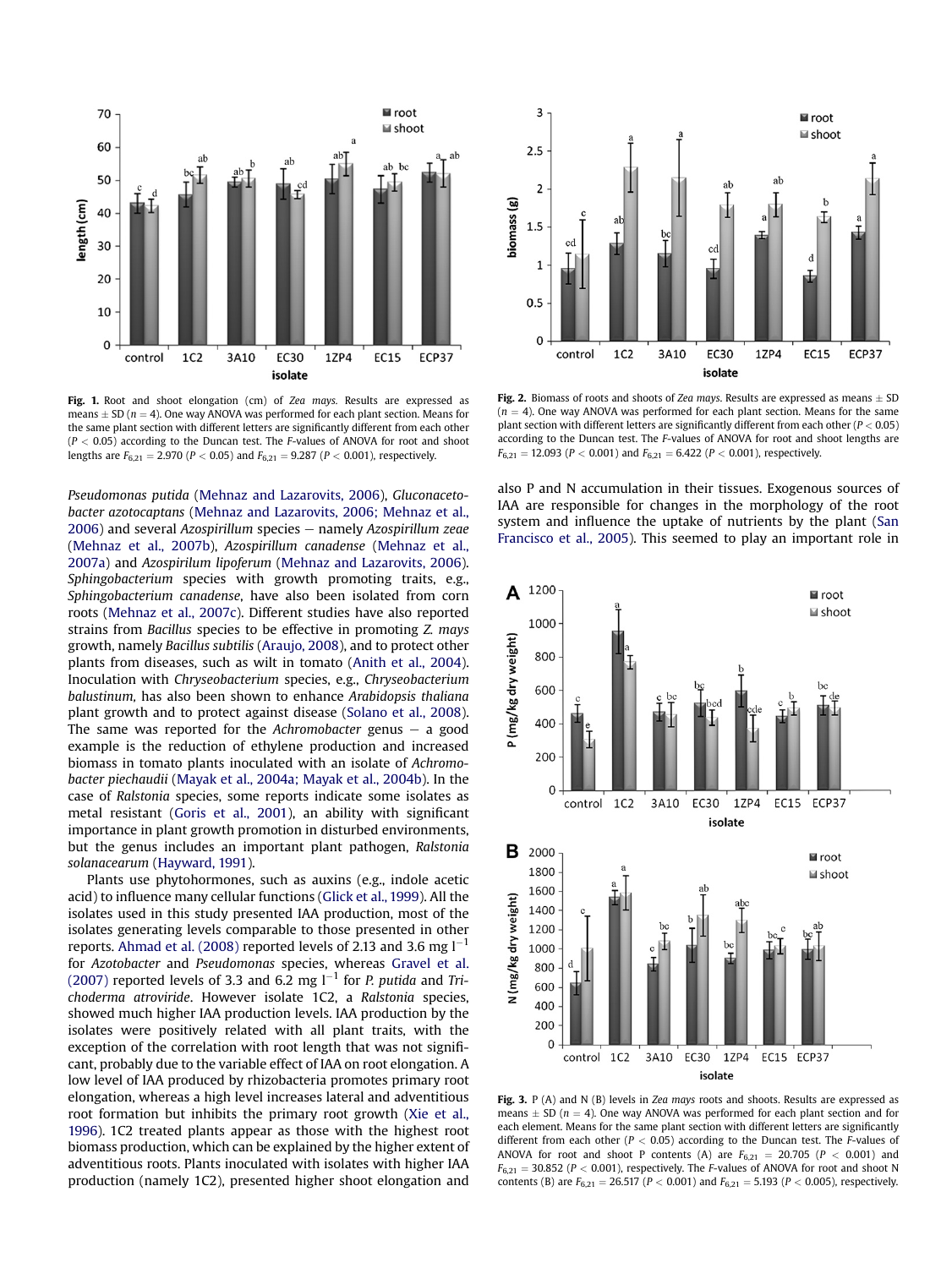**Fig. 1.** Root and shoot elongation (cm) of *Zea mays*. Results are expressed as means ± SD ($n = 4$). One way ANOVA was performed for each plant section. Means for the same plant section with different letters are significantly different from each other ($P < 0.05$) according to the Duncan test. The *F*-values of ANOVA for root and shoot lengths are $F_{6,21} = 2.970$ ($P < 0.05$) and $F_{6,21} = 9.287$ ($P < 0.001$), respectively.

**Fig. 2.** Biomass of roots and shoots of *Zea mays*. Results are expressed as means ± SD ($n = 4$). One way ANOVA was performed for each plant section. Means for the same plant section with different letters are significantly different from each other ($P < 0.05$) according to the Duncan test. The *F*-values of ANOVA for root and shoot lengths are $F_{6,21} = 12.093$ ($P < 0.001$) and $F_{6,21} = 6.422$ ($P < 0.001$), respectively.

*Pseudomonas putida* (Mehnaz and Lazarovits, 2006), *Gluconacetobacter azotocaptans* (Mehnaz and Lazarovits, 2006; Mehnaz et al., 2006) and several *Azospirillum* species – namely *Azospirillum zeae* (Mehnaz et al., 2007b), *Azospirillum canadense* (Mehnaz et al., 2007a) and *Azospirilum lipoferum* (Mehnaz and Lazarovits, 2006). *Sphingobacterium* species with growth promoting traits, e.g., *Sphingobacterium canadense*, have also been isolated from corn roots (Mehnaz et al., 2007c). Different studies have also reported strains from *Bacillus* species to be effective in promoting *Z. mays* growth, namely *Bacillus subtilis* (Araujo, 2008), and to protect other plants from diseases, such as wilt in tomato (Anith et al., 2004). Inoculation with *Chryseobacterium* species, e.g., *Chryseobacterium balustinum*, has also been shown to enhance *Arabidopsis thaliana* plant growth and to protect against disease (Solano et al., 2008). The same was reported for the *Achromobacter* genus – a good example is the reduction of ethylene production and increased biomass in tomato plants inoculated with an isolate of *Achromobacter piechaudii* (Mayak et al., 2004a; Mayak et al., 2004b). In the case of *Ralstonia* species, some reports indicate some isolates as metal resistant (Goris et al., 2001), an ability with significant importance in plant growth promotion in disturbed environments, but the genus includes an important plant pathogen, *Ralstonia solanacearum* (Hayward, 1991).

Plants use phytohormones, such as auxins (e.g., indole acetic acid) to influence many cellular functions (Glick et al., 1999). All the isolates used in this study presented IAA production, most of the isolates generating levels comparable to those presented in other reports. Ahmad et al. (2008) reported levels of 2.13 and 3.6 mg $l^{-1}$ for *Azotobacter* and *Pseudomonas* species, whereas Gravel et al. (2007) reported levels of 3.3 and 6.2 mg $l^{-1}$ for *P. putida* and *Trichoderma atroviride*. However isolate 1C2, a *Ralstonia* species, showed much higher IAA production levels. IAA production by the isolates were positively related with all plant traits, with the exception of the correlation with root length that was not significant, probably due to the variable effect of IAA on root elongation. A low level of IAA produced by rhizobacteria promotes primary root elongation, whereas a high level increases lateral and adventitious root formation but inhibits the primary root growth (Xie et al., 1996). 1C2 treated plants appear as those with the highest root biomass production, which can be explained by the higher extent of adventitious roots. Plants inoculated with isolates with higher IAA production (namely 1C2), presented higher shoot elongation and also P and N accumulation in their tissues. Exogenous sources of IAA are responsible for changes in the morphology of the root system and influence the uptake of nutrients by the plant (San Francisco et al., 2005). This seemed to play an important role in

**Fig. 3.** P (A) and N (B) levels in *Zea mays* roots and shoots. Results are expressed as means ± SD ($n = 4$). One way ANOVA was performed for each plant section and for each element. Means for the same plant section with different letters are significantly different from each other ($P < 0.05$) according to the Duncan test. The *F*-values of ANOVA for root and shoot P contents (A) are $F_{6,21} = 20.705$ ($P < 0.001$) and $F_{6,21} = 30.852$ ($P < 0.001$), respectively. The *F*-values of ANOVA for root and shoot N contents (B) are $F_{6,21} = 26.517$ ($P < 0.001$) and $F_{6,21} = 5.193$ ($P < 0.005$), respectively.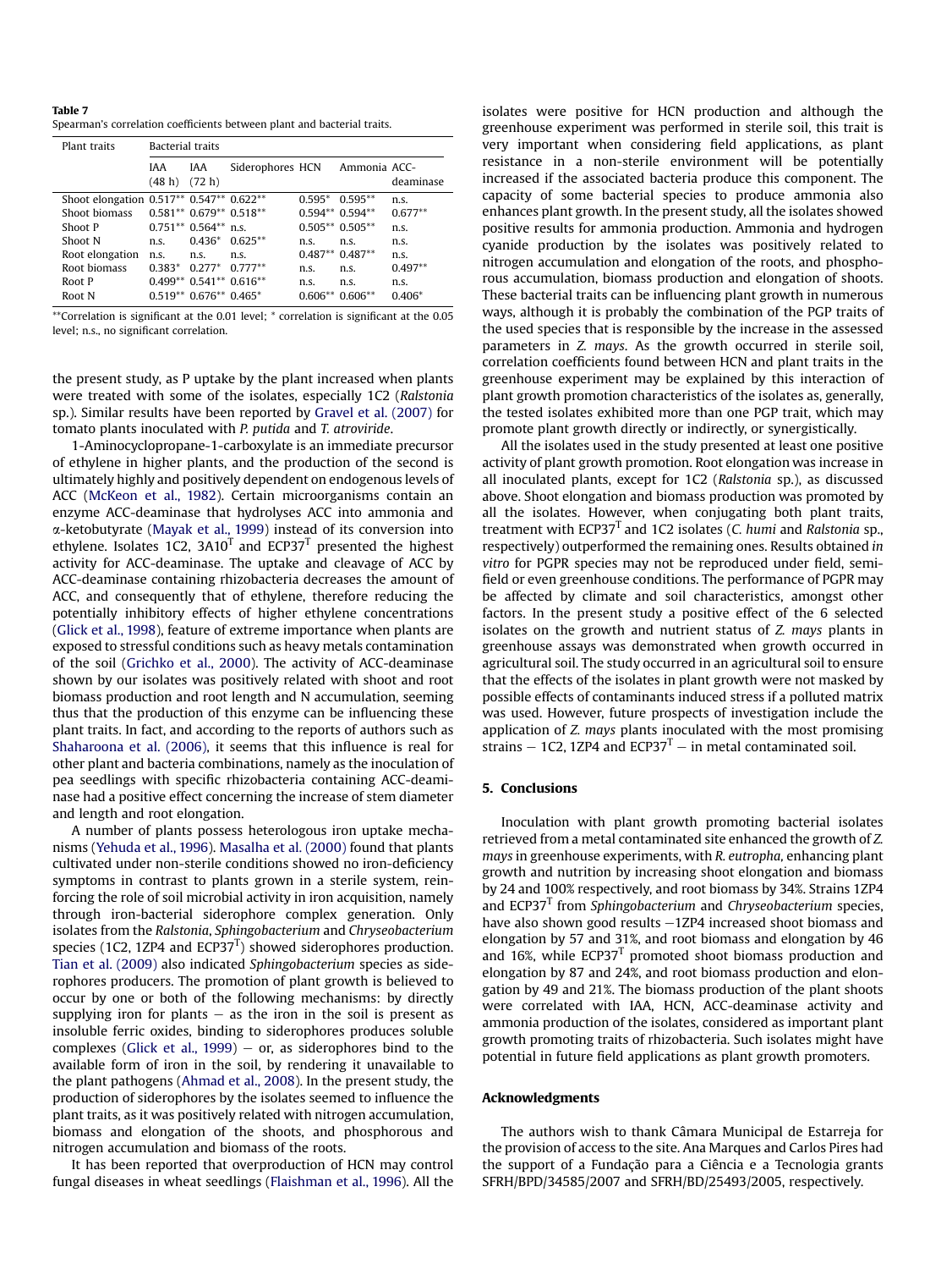**Table 7**
Spearman's correlation coefficients between plant and bacterial traits.

| Plant traits | Bacterial traits | | | | | |
|---|---|---|---|---|---|---|
| | IAA (48 h) | IAA (72 h) | Siderophores | HCN | Ammonia | ACC-deaminase |
| Shoot elongation | 0.517** | 0.547** | 0.622** | 0.595* | 0.595** | n.s. |
| Shoot biomass | 0.581** | 0.679** | 0.518** | 0.594** | 0.594** | 0.677** |
| Shoot P | 0.751** | 0.564** | n.s. | 0.505** | 0.505** | n.s. |
| Shoot N | n.s. | 0.436* | 0.625** | n.s. | n.s. | n.s. |
| Root elongation | n.s. | n.s. | n.s. | 0.487** | 0.487** | n.s. |
| Root biomass | 0.383* | 0.277* | 0.777** | n.s. | n.s. | 0.497** |
| Root P | 0.499** | 0.541** | 0.616** | n.s. | n.s. | n.s. |
| Root N | 0.519** | 0.676** | 0.465* | 0.606** | 0.606** | 0.406* |

**Correlation is significant at the 0.01 level; * correlation is significant at the 0.05 level; n.s., no significant correlation.

the present study, as P uptake by the plant increased when plants were treated with some of the isolates, especially 1C2 (*Ralstonia* sp.). Similar results have been reported by Gravel et al. (2007) for tomato plants inoculated with *P. putida* and *T. atroviride*.

1-Aminocyclopropane-1-carboxylate is an immediate precursor of ethylene in higher plants, and the production of the second is ultimately highly and positively dependent on endogenous levels of ACC (McKeon et al., 1982). Certain microorganisms contain an enzyme ACC-deaminase that hydrolyses ACC into ammonia and α-ketobutyrate (Mayak et al., 1999) instead of its conversion into ethylene. Isolates 1C2, 3A10$^T$ and ECP37$^T$ presented the highest activity for ACC-deaminase. The uptake and cleavage of ACC by ACC-deaminase containing rhizobacteria decreases the amount of ACC, and consequently that of ethylene, therefore reducing the potentially inhibitory effects of higher ethylene concentrations (Glick et al., 1998), feature of extreme importance when plants are exposed to stressful conditions such as heavy metals contamination of the soil (Grichko et al., 2000). The activity of ACC-deaminase shown by our isolates was positively related with shoot and root biomass production and root length and N accumulation, seeming thus that the production of this enzyme can be influencing these plant traits. In fact, and according to the reports of authors such as Shaharoona et al. (2006), it seems that this influence is real for other plant and bacteria combinations, namely as the inoculation of pea seedlings with specific rhizobacteria containing ACC-deaminase had a positive effect concerning the increase of stem diameter and length and root elongation.

A number of plants possess heterologous iron uptake mechanisms (Yehuda et al., 1996). Masalha et al. (2000) found that plants cultivated under non-sterile conditions showed no iron-deficiency symptoms in contrast to plants grown in a sterile system, reinforcing the role of soil microbial activity in iron acquisition, namely through iron-bacterial siderophore complex generation. Only isolates from the *Ralstonia*, *Sphingobacterium* and *Chryseobacterium* species (1C2, 1ZP4 and ECP37$^T$) showed siderophores production. Tian et al. (2009) also indicated *Sphingobacterium* species as siderophores producers. The promotion of plant growth is believed to occur by one or both of the following mechanisms: by directly supplying iron for plants – as the iron in the soil is present as insoluble ferric oxides, binding to siderophores produces soluble complexes (Glick et al., 1999) – or, as siderophores bind to the available form of iron in the soil, by rendering it unavailable to the plant pathogens (Ahmad et al., 2008). In the present study, the production of siderophores by the isolates seemed to influence the plant traits, as it was positively related with nitrogen accumulation, biomass and elongation of the shoots, and phosphorous and nitrogen accumulation and biomass of the roots.

It has been reported that overproduction of HCN may control fungal diseases in wheat seedlings (Flaishman et al., 1996). All the isolates were positive for HCN production and although the greenhouse experiment was performed in sterile soil, this trait is very important when considering field applications, as plant resistance in a non-sterile environment will be potentially increased if the associated bacteria produce this component. The capacity of some bacterial species to produce ammonia also enhances plant growth. In the present study, all the isolates showed positive results for ammonia production. Ammonia and hydrogen cyanide production by the isolates was positively related to nitrogen accumulation and elongation of the roots, and phosphorous accumulation, biomass production and elongation of shoots. These bacterial traits can be influencing plant growth in numerous ways, although it is probably the combination of the PGP traits of the used species that is responsible by the increase in the assessed parameters in *Z. mays*. As the growth occurred in sterile soil, correlation coefficients found between HCN and plant traits in the greenhouse experiment may be explained by this interaction of plant growth promotion characteristics of the isolates as, generally, the tested isolates exhibited more than one PGP trait, which may promote plant growth directly or indirectly, or synergistically.

All the isolates used in the study presented at least one positive activity of plant growth promotion. Root elongation was increase in all inoculated plants, except for 1C2 (*Ralstonia* sp.), as discussed above. Shoot elongation and biomass production was promoted by all the isolates. However, when conjugating both plant traits, treatment with ECP37$^T$ and 1C2 isolates (*C. humi* and *Ralstonia* sp., respectively) outperformed the remaining ones. Results obtained *in vitro* for PGPR species may not be reproduced under field, semi-field or even greenhouse conditions. The performance of PGPR may be affected by climate and soil characteristics, amongst other factors. In the present study a positive effect of the 6 selected isolates on the growth and nutrient status of *Z. mays* plants in greenhouse assays was demonstrated when growth occurred in agricultural soil. The study occurred in an agricultural soil to ensure that the effects of the isolates in plant growth were not masked by possible effects of contaminants induced stress if a polluted matrix was used. However, future prospects of investigation include the application of *Z. mays* plants inoculated with the most promising strains – 1C2, 1ZP4 and ECP37$^T$ – in metal contaminated soil.

## 5. Conclusions

Inoculation with plant growth promoting bacterial isolates retrieved from a metal contaminated site enhanced the growth of *Z. mays* in greenhouse experiments, with *R. eutropha*, enhancing plant growth and nutrition by increasing shoot elongation and biomass by 24 and 100% respectively, and root biomass by 34%. Strains 1ZP4 and ECP37$^T$ from *Sphingobacterium* and *Chryseobacterium* species, have also shown good results –1ZP4 increased shoot biomass and elongation by 57 and 31%, and root biomass and elongation by 46 and 16%, while ECP37$^T$ promoted shoot biomass production and elongation by 87 and 24%, and root biomass production and elongation by 49 and 21%. The biomass production of the plant shoots were correlated with IAA, HCN, ACC-deaminase activity and ammonia production of the isolates, considered as important plant growth promoting traits of rhizobacteria. Such isolates might have potential in future field applications as plant growth promoters.

## Acknowledgments

The authors wish to thank Câmara Municipal de Estarreja for the provision of access to the site. Ana Marques and Carlos Pires had the support of a Fundação para a Ciência e a Tecnologia grants SFRH/BPD/34585/2007 and SFRH/BD/25493/2005, respectively.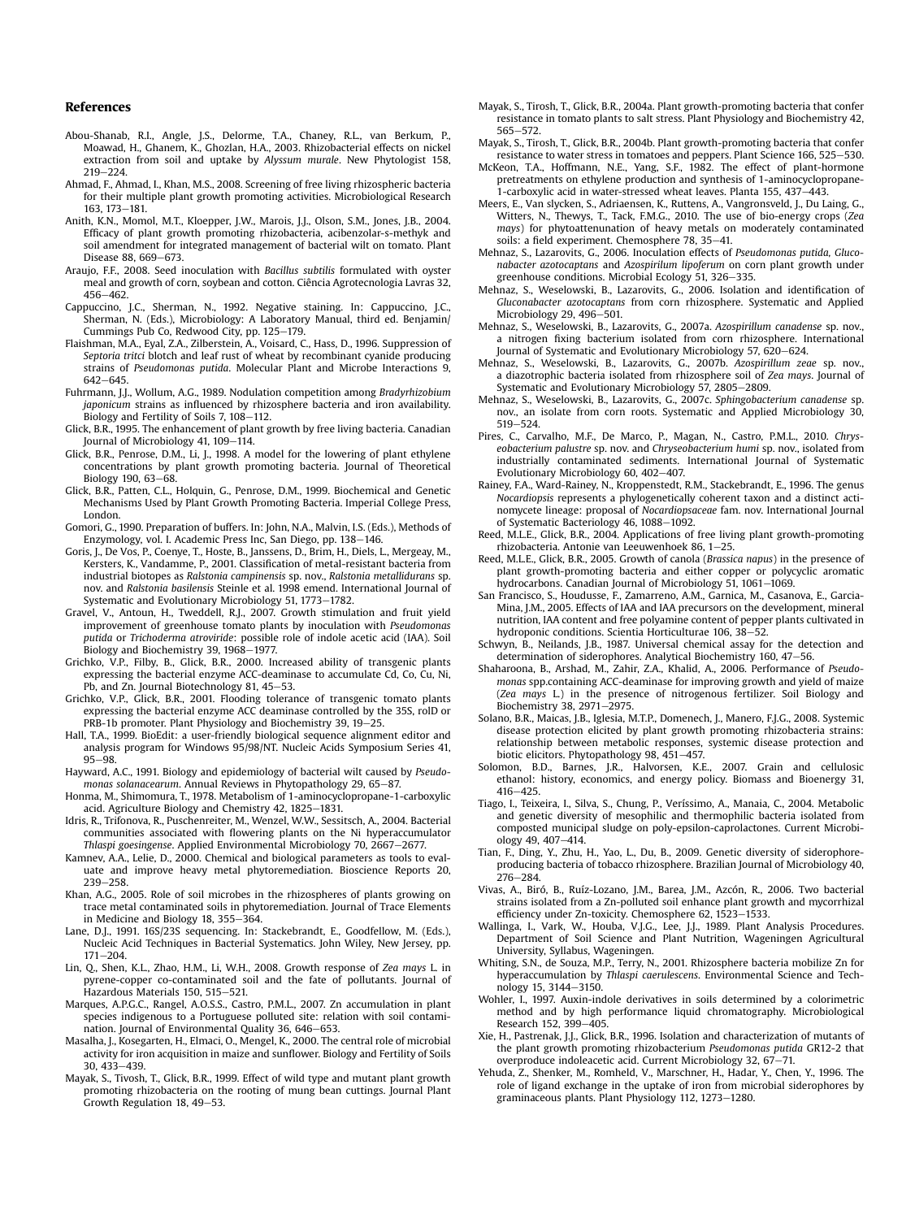## References

Abou-Shanab, R.I., Angle, J.S., Delorme, T.A., Chaney, R.L., van Berkum, P., Moawad, H., Ghanem, K., Ghozlan, H.A., 2003. Rhizobacterial effects on nickel extraction from soil and uptake by *Alyssum murale*. New Phytologist 158, 219–224.

Ahmad, F., Ahmad, I., Khan, M.S., 2008. Screening of free living rhizospheric bacteria for their multiple plant growth promoting activities. Microbiological Research 163, 173–181.

Anith, K.N., Momol, M.T., Kloepper, J.W., Marois, J.J., Olson, S.M., Jones, J.B., 2004. Efficacy of plant growth promoting rhizobacteria, acibenzolar-s-methyk and soil amendment for integrated management of bacterial wilt on tomato. Plant Disease 88, 669–673.

Araujo, F.F., 2008. Seed inoculation with *Bacillus subtilis* formulated with oyster meal and growth of corn, soybean and cotton. Ciência Agrotecnologia Lavras 32, 456–462.

Cappuccino, J.C., Sherman, N., 1992. Negative staining. In: Cappuccino, J.C., Sherman, N. (Eds.), Microbiology: A Laboratory Manual, third ed. Benjamin/Cummings Pub Co, Redwood City, pp. 125–179.

Flaishman, M.A., Eyal, Z.A., Zilberstein, A., Voisard, C., Hass, D., 1996. Suppression of *Septoria tritci* blotch and leaf rust of wheat by recombinant cyanide producing strains of *Pseudomonas putida*. Molecular Plant and Microbe Interactions 9, 642–645.

Fuhrmann, J.J., Wollum, A.G., 1989. Nodulation competition among *Bradyrhizobium japonicum* strains as influenced by rhizosphere bacteria and iron availability. Biology and Fertility of Soils 7, 108–112.

Glick, B.R., 1995. The enhancement of plant growth by free living bacteria. Canadian Journal of Microbiology 41, 109–114.

Glick, B.R., Penrose, D.M., Li, J., 1998. A model for the lowering of plant ethylene concentrations by plant growth promoting bacteria. Journal of Theoretical Biology 190, 63–68.

Glick, B.R., Patten, C.L., Holquin, G., Penrose, D.M., 1999. Biochemical and Genetic Mechanisms Used by Plant Growth Promoting Bacteria. Imperial College Press, London.

Gomori, G., 1990. Preparation of buffers. In: John, N.A., Malvin, I.S. (Eds.), Methods of Enzymology, vol. I. Academic Press Inc, San Diego, pp. 138–146.

Goris, J., De Vos, P., Coenye, T., Hoste, B., Janssens, D., Brim, H., Diels, L., Mergeay, M., Kersters, K., Vandamme, P., 2001. Classification of metal-resistant bacteria from industrial biotopes as *Ralstonia campinensis* sp. nov., *Ralstonia metallidurans* sp. nov. and *Ralstonia basilensis* Steinle et al. 1998 emend. International Journal of Systematic and Evolutionary Microbiology 51, 1773–1782.

Gravel, V., Antoun, H., Tweddell, R.J., 2007. Growth stimulation and fruit yield improvement of greenhouse tomato plants by inoculation with *Pseudomonas putida* or *Trichoderma atroviride*: possible role of indole acetic acid (IAA). Soil Biology and Biochemistry 39, 1968–1977.

Grichko, V.P., Filby, B., Glick, B.R., 2000. Increased ability of transgenic plants expressing the bacterial enzyme ACC-deaminase to accumulate Cd, Co, Cu, Ni, Pb, and Zn. Journal Biotechnology 81, 45–53.

Grichko, V.P., Glick, B.R., 2001. Flooding tolerance of transgenic tomato plants expressing the bacterial enzyme ACC deaminase controlled by the 35S, rolD or PRB-1b promoter. Plant Physiology and Biochemistry 39, 19–25.

Hall, T.A., 1999. BioEdit: a user-friendly biological sequence alignment editor and analysis program for Windows 95/98/NT. Nucleic Acids Symposium Series 41, 95–98.

Hayward, A.C., 1991. Biology and epidemiology of bacterial wilt caused by *Pseudomonas solanacearum*. Annual Reviews in Phytopathology 29, 65–87.

Honma, M., Shimomura, T., 1978. Metabolism of 1-aminocyclopropane-1-carboxylic acid. Agriculture Biology and Chemistry 42, 1825–1831.

Idris, R., Trifonova, R., Puschenreiter, M., Wenzel, W.W., Sessitsch, A., 2004. Bacterial communities associated with flowering plants on the Ni hyperaccumulator *Thlaspi goesingense*. Applied Environmental Microbiology 70, 2667–2677.

Kamnev, A.A., Lelie, D., 2000. Chemical and biological parameters as tools to evaluate and improve heavy metal phytoremediation. Bioscience Reports 20, 239–258.

Khan, A.G., 2005. Role of soil microbes in the rhizospheres of plants growing on trace metal contaminated soils in phytoremediation. Journal of Trace Elements in Medicine and Biology 18, 355–364.

Lane, D.J., 1991. 16S/23S sequencing. In: Stackebrandt, E., Goodfellow, M. (Eds.), Nucleic Acid Techniques in Bacterial Systematics. John Wiley, New Jersey, pp. 171–204.

Lin, Q., Shen, K.L., Zhao, H.M., Li, W.H., 2008. Growth response of *Zea mays* L. in pyrene-copper co-contaminated soil and the fate of pollutants. Journal of Hazardous Materials 150, 515–521.

Marques, A.P.G.C., Rangel, A.O.S.S., Castro, P.M.L., 2007. Zn accumulation in plant species indigenous to a Portuguese polluted site: relation with soil contamination. Journal of Environmental Quality 36, 646–653.

Masalha, J., Kosegarten, H., Elmaci, O., Mengel, K., 2000. The central role of microbial activity for iron acquisition in maize and sunflower. Biology and Fertility of Soils 30, 433–439.

Mayak, S., Tivosh, T., Glick, B.R., 1999. Effect of wild type and mutant plant growth promoting rhizobacteria on the rooting of mung bean cuttings. Journal Plant Growth Regulation 18, 49–53.

Mayak, S., Tirosh, T., Glick, B.R., 2004a. Plant growth-promoting bacteria that confer resistance in tomato plants to salt stress. Plant Physiology and Biochemistry 42, 565–572.

Mayak, S., Tirosh, T., Glick, B.R., 2004b. Plant growth-promoting bacteria that confer resistance to water stress in tomatoes and peppers. Plant Science 166, 525–530.

McKeon, T.A., Hoffmann, N.E., Yang, S.F., 1982. The effect of plant-hormone pretreatments on ethylene production and synthesis of 1-aminocyclopropane-1-carboxylic acid in water-stressed wheat leaves. Planta 155, 437–443.

Meers, E., Van slycken, S., Adriaensen, K., Ruttens, A., Vangronsveld, J., Du Laing, G., Witters, N., Thewys, T., Tack, F.M.G., 2010. The use of bio-energy crops (*Zea mays*) for phytoattenuation of heavy metals on moderately contaminated soils: a field experiment. Chemosphere 78, 35–41.

Mehnaz, S., Lazarovits, G., 2006. Inoculation effects of *Pseudomonas putida*, *Gluconabacter azotocaptans* and *Azospirilum lipoferum* on corn plant growth under greenhouse conditions. Microbial Ecology 51, 326–335.

Mehnaz, S., Weselowski, B., Lazarovits, G., 2006. Isolation and identification of *Gluconabacter azotocaptans* from corn rhizosphere. Systematic and Applied Microbiology 29, 496–501.

Mehnaz, S., Weselowski, B., Lazarovits, G., 2007a. *Azospirillum canadense* sp. nov., a nitrogen fixing bacterium isolated from corn rhizosphere. International Journal of Systematic and Evolutionary Microbiology 57, 620–624.

Mehnaz, S., Weselowski, B., Lazarovits, G., 2007b. *Azospirillum zeae* sp. nov., a diazotrophic bacteria isolated from rhizosphere soil of *Zea mays*. Journal of Systematic and Evolutionary Microbiology 57, 2805–2809.

Mehnaz, S., Weselowski, B., Lazarovits, G., 2007c. *Sphingobacterium canadense* sp. nov., an isolate from corn roots. Systematic and Applied Microbiology 30, 519–524.

Pires, C., Carvalho, M.F., De Marco, P., Magan, N., Castro, P.M.L., 2010. *Chryseobacterium palustre* sp. nov. and *Chryseobacterium humi* sp. nov., isolated from industrially contaminated sediments. International Journal of Systematic Evolutionary Microbiology 60, 402–407.

Rainey, F.A., Ward-Rainey, N., Kroppenstedt, R.M., Stackebrandt, E., 1996. The genus *Nocardiopsis* represents a phylogenetically coherent taxon and a distinct actinomycete lineage: proposal of *Nocardiopsaceae* fam. nov. International Journal of Systematic Bacteriology 46, 1088–1092.

Reed, M.L.E., Glick, B.R., 2004. Applications of free living plant growth-promoting rhizobacteria. Antonie van Leeuwenhoek 86, 1–25.

Reed, M.L.E., Glick, B.R., 2005. Growth of canola (*Brassica napus*) in the presence of plant growth-promoting bacteria and either copper or polycyclic aromatic hydrocarbons. Canadian Journal of Microbiology 51, 1061–1069.

San Francisco, S., Houdusse, F., Zamarreno, A.M., Garnica, M., Casanova, E., Garcia-Mina, J.M., 2005. Effects of IAA and IAA precursors on the development, mineral nutrition, IAA content and free polyamine content of pepper plants cultivated in hydroponic conditions. Scientia Horticulturae 106, 38–52.

Schwyn, B., Neilands, J.B., 1987. Universal chemical assay for the detection and determination of siderophores. Analytical Biochemistry 160, 47–56.

Shaharoona, B., Arshad, M., Zahir, Z.A., Khalid, A., 2006. Performance of *Pseudomonas* spp.containing ACC-deaminase for improving growth and yield of maize (*Zea mays* L.) in the presence of nitrogenous fertilizer. Soil Biology and Biochemistry 38, 2971–2975.

Solano, B.R., Maicas, J.B., Iglesia, M.T.P., Domenech, J., Manero, F.J.G., 2008. Systemic disease protection elicited by plant growth promoting rhizobacteria strains: relationship between metabolic responses, systemic disease protection and biotic elicitors. Phytopathology 98, 451–457.

Solomon, B.D., Barnes, J.R., Halvorsen, K.E., 2007. Grain and cellulosic ethanol: history, economics, and energy policy. Biomass and Bioenergy 31, 416–425.

Tiago, I., Teixeira, I., Silva, S., Chung, P., Veríssimo, A., Manaia, C., 2004. Metabolic and genetic diversity of mesophilic and thermophilic bacteria isolated from composted municipal sludge on poly-epsilon-caprolactones. Current Microbiology 49, 407–414.

Tian, F., Ding, Y., Zhu, H., Yao, L., Du, B., 2009. Genetic diversity of siderophore-producing bacteria of tobacco rhizosphere. Brazilian Journal of Microbiology 40, 276–284.

Vivas, A., Biró, B., Ruíz-Lozano, J.M., Barea, J.M., Azcón, R., 2006. Two bacterial strains isolated from a Zn-polluted soil enhance plant growth and mycorrhizal efficiency under Zn-toxicity. Chemosphere 62, 1523–1533.

Wallinga, I., Vark, W., Houba, V.J.G., Lee, J.J., 1989. Plant Analysis Procedures. Department of Soil Science and Plant Nutrition, Wageningen Agricultural University, Syllabus, Wageningen.

Whiting, S.N., de Souza, M.P., Terry, N., 2001. Rhizosphere bacteria mobilize Zn for hyperaccumulation by *Thlaspi caerulescens*. Environmental Science and Technology 15, 3144–3150.

Wohler, I., 1997. Auxin-indole derivatives in soils determined by a colorimetric method and by high performance liquid chromatography. Microbiological Research 152, 399–405.

Xie, H., Pastrenak, J.J., Glick, B.R., 1996. Isolation and characterization of mutants of the plant growth promoting rhizobacterium *Pseudomonas putida* GR12-2 that overproduce indoleacetic acid. Current Microbiology 32, 67–71.

Yehuda, Z., Shenker, M., Romheld, V., Marschner, H., Hadar, Y., Chen, Y., 1996. The role of ligand exchange in the uptake of iron from microbial siderophores by graminaceous plants. Plant Physiology 112, 1273–1280.